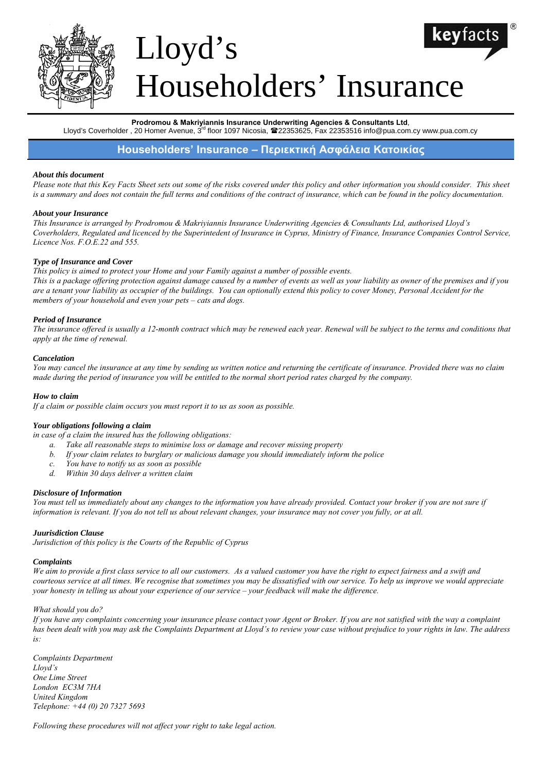# Lloyd's Householders' Insurance

**Prodromou & Makriyiannis Insurance Underwriting Agencies & Consultants Ltd**,
Lloyd's Coverholder , 20 Homer Avenue, 3rd floor 1097 Nicosia, ☎22353625, Fax 22353516 info@pua.com.cy www.pua.com.cy

## Householders' Insurance – Περιεκτική Ασφάλεια Κατοικίας

***About this document***

*Please note that this Key Facts Sheet sets out some of the risks covered under this policy and other information you should consider. This sheet is a summary and does not contain the full terms and conditions of the contract of insurance, which can be found in the policy documentation.*

***About your Insurance***

*This Insurance is arranged by Prodromou & Makriyiannis Insurance Underwriting Agencies & Consultants Ltd, authorised Lloyd's Coverholders, Regulated and licenced by the Superintedent of Insurance in Cyprus, Ministry of Finance, Insurance Companies Control Service, Licence Nos. F.O.E.22 and 555.*

***Type of Insurance and Cover***

*This policy is aimed to protect your Home and your Family against a number of possible events.*
*This is a package offering protection against damage caused by a number of events as well as your liability as owner of the premises and if you are a tenant your liability as occupier of the buildings. You can optionally extend this policy to cover Money, Personal Accident for the members of your household and even your pets – cats and dogs.*

***Period of Insurance***

*The insurance offered is usually a 12-month contract which may be renewed each year. Renewal will be subject to the terms and conditions that apply at the time of renewal.*

***Cancelation***

*You may cancel the insurance at any time by sending us written notice and returning the certificate of insurance. Provided there was no claim made during the period of insurance you will be entitled to the normal short period rates charged by the company.*

***How to claim***

*If a claim or possible claim occurs you must report it to us as soon as possible.*

***Your obligations following a claim***

*in case of a claim the insured has the following obligations:*

a. *Take all reasonable steps to minimise loss or damage and recover missing property*
b. *If your claim relates to burglary or malicious damage you should immediately inform the police*
c. *You have to notify us as soon as possible*
d. *Within 30 days deliver a written claim*

***Disclosure of Information***

*You must tell us immediately about any changes to the information you have already provided. Contact your broker if you are not sure if information is relevant. If you do not tell us about relevant changes, your insurance may not cover you fully, or at all.*

***Juurisdiction Clause***

*Jurisdiction of this policy is the Courts of the Republic of Cyprus*

***Complaints***

*We aim to provide a first class service to all our customers. As a valued customer you have the right to expect fairness and a swift and courteous service at all times. We recognise that sometimes you may be dissatisfied with our service. To help us improve we would appreciate your honesty in telling us about your experience of our service – your feedback will make the difference.*

*What should you do?*

*If you have any complaints concerning your insurance please contact your Agent or Broker. If you are not satisfied with the way a complaint has been dealt with you may ask the Complaints Department at Lloyd's to review your case without prejudice to your rights in law. The address is:*

*Complaints Department*
*Lloyd's*
*One Lime Street*
*London EC3M 7HA*
*United Kingdom*
*Telephone: +44 (0) 20 7327 5693*

*Following these procedures will not affect your right to take legal action.*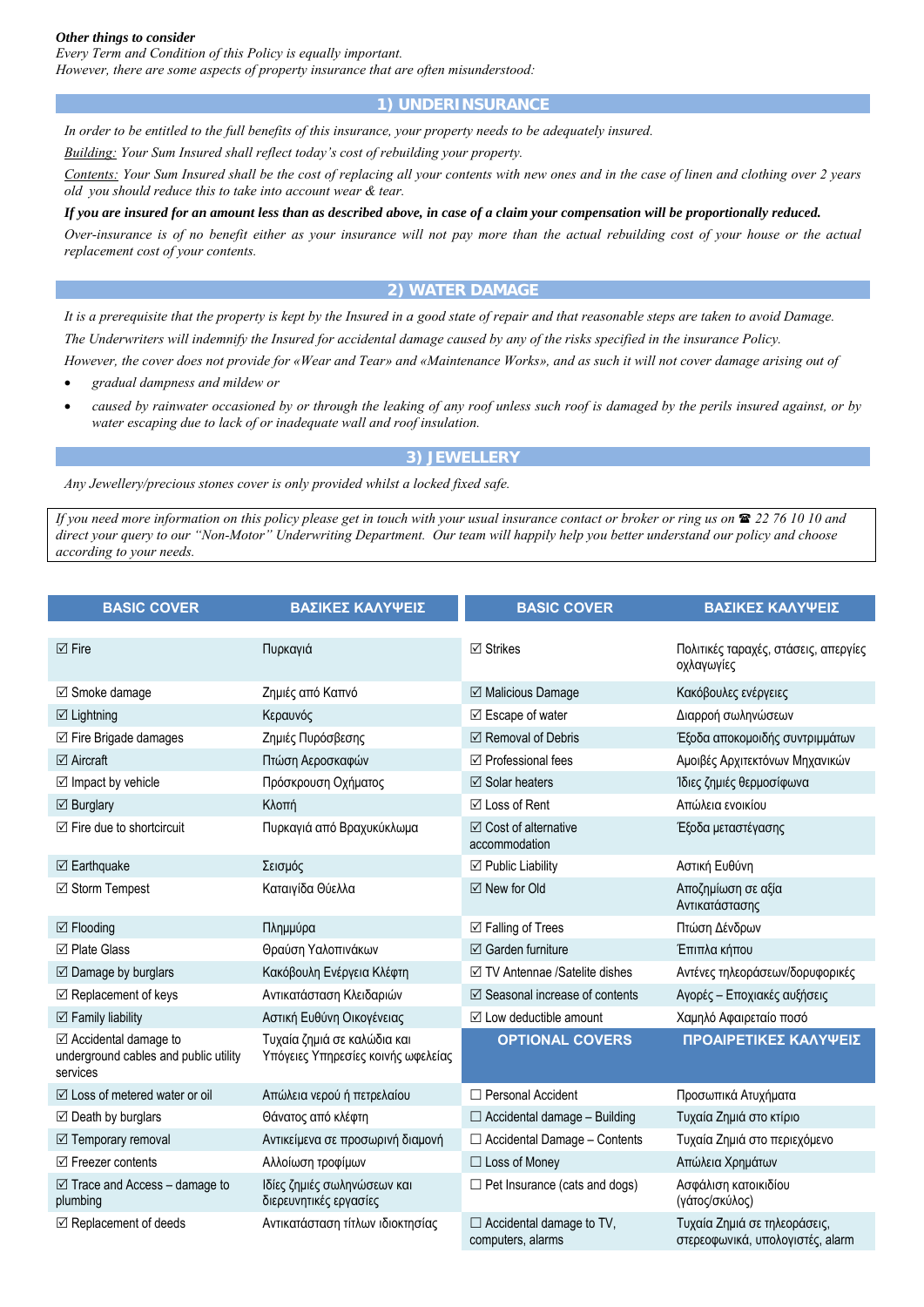***Other things to consider***

*Every Term and Condition of this Policy is equally important.*
*However, there are some aspects of property insurance that are often misunderstood:*

## 1) UNDERINSURANCE

*In order to be entitled to the full benefits of this insurance, your property needs to be adequately insured.*

*Building: Your Sum Insured shall reflect today's cost of rebuilding your property.*

*Contents: Your Sum Insured shall be the cost of replacing all your contents with new ones and in the case of linen and clothing over 2 years old you should reduce this to take into account wear & tear.*

***If you are insured for an amount less than as described above, in case of a claim your compensation will be proportionally reduced.***

*Over-insurance is of no benefit either as your insurance will not pay more than the actual rebuilding cost of your house or the actual replacement cost of your contents.*

## 2) WATER DAMAGE

*It is a prerequisite that the property is kept by the Insured in a good state of repair and that reasonable steps are taken to avoid Damage.*

*The Underwriters will indemnify the Insured for accidental damage caused by any of the risks specified in the insurance Policy.*

*However, the cover does not provide for «Wear and Tear» and «Maintenance Works», and as such it will not cover damage arising out of*

- *gradual dampness and mildew or*
- *caused by rainwater occasioned by or through the leaking of any roof unless such roof is damaged by the perils insured against, or by water escaping due to lack of or inadequate wall and roof insulation.*

## 3) JEWELLERY

*Any Jewellery/precious stones cover is only provided whilst a locked fixed safe.*

*If you need more information on this policy please get in touch with your usual insurance contact or broker or ring us on ☎ 22 76 10 10 and direct your query to our "Non-Motor" Underwriting Department. Our team will happily help you better understand our policy and choose according to your needs.*

| BASIC COVER | ΒΑΣΙΚΕΣ ΚΑΛΥΨΕΙΣ |
|---|---|
| ☑ Fire | Πυρκαγιά |
| ☑ Smoke damage | Ζημιές από Καπνό |
| ☑ Lightning | Κεραυνός |
| ☑ Fire Brigade damages | Ζημιές Πυρόσβεσης |
| ☑ Aircraft | Πτώση Αεροσκαφών |
| ☑ Impact by vehicle | Πρόσκρουση Οχήματος |
| ☑ Burglary | Κλοπή |
| ☑ Fire due to shortcircuit | Πυρκαγιά από Βραχυκύκλωμα |
| ☑ Earthquake | Σεισμός |
| ☑ Storm Tempest | Καταιγίδα Θύελλα |
| ☑ Flooding | Πλημμύρα |
| ☑ Plate Glass | Θραύση Υαλοπινάκων |
| ☑ Damage by burglars | Κακόβουλη Ενέργεια Κλέφτη |
| ☑ Replacement of keys | Αντικατάσταση Κλειδαριών |
| ☑ Family liability | Αστική Ευθύνη Οικογένειας |
| ☑ Accidental damage to underground cables and public utility services | Τυχαία ζημιά σε καλώδια και Υπόγειες Υπηρεσίες κοινής ωφελείας |
| ☑ Loss of metered water or oil | Απώλεια νερού ή πετρελαίου |
| ☑ Death by burglars | Θάνατος από κλέφτη |
| ☑ Temporary removal | Αντικείμενα σε προσωρινή διαμονή |
| ☑ Freezer contents | Αλλοίωση τροφίμων |
| ☑ Trace and Access – damage to plumbing | Ιδίες ζημιές σωληνώσεων και διερευνητικές εργασίες |
| ☑ Replacement of deeds | Αντικατάσταση τίτλων ιδιοκτησίας |

| BASIC COVER | ΒΑΣΙΚΕΣ ΚΑΛΥΨΕΙΣ |
|---|---|
| ☑ Strikes | Πολιτικές ταραχές, στάσεις, απεργίες οχλαγωγίες |
| ☑ Malicious Damage | Κακόβουλες ενέργειες |
| ☑ Escape of water | Διαρροή σωληνώσεων |
| ☑ Removal of Debris | Έξοδα αποκομιδής συντριμμάτων |
| ☑ Professional fees | Αμοιβές Αρχιτεκτόνων Μηχανικών |
| ☑ Solar heaters | Ίδιες ζημιές θερμοσίφωνα |
| ☑ Loss of Rent | Απώλεια ενοικίου |
| ☑ Cost of alternative accommodation | Έξοδα μεταστέγασης |
| ☑ Public Liability | Αστική Ευθύνη |
| ☑ New for Old | Αποζημίωση σε αξία Αντικατάστασης |
| ☑ Falling of Trees | Πτώση Δένδρων |
| ☑ Garden furniture | Έπιπλα κήπου |
| ☑ TV Antennae /Satellite dishes | Αντένες τηλεοράσεων/δορυφορικές |
| ☑ Seasonal increase of contents | Αγορές – Εποχιακές αυξήσεις |
| ☑ Low deductible amount | Χαμηλό Αφαιρεταίο ποσό |
| **OPTIONAL COVERS** | **ΠΡΟΑΙΡΕΤΙΚΕΣ ΚΑΛΥΨΕΙΣ** |
| ☐ Personal Accident | Προσωπικά Ατυχήματα |
| ☐ Accidental damage – Building | Τυχαία Ζημιά στο κτίριο |
| ☐ Accidental Damage – Contents | Τυχαία Ζημιά στο περιεχόμενο |
| ☐ Loss of Money | Απώλεια Χρημάτων |
| ☐ Pet Insurance (cats and dogs) | Ασφάλιση κατοικιδίου (γάτος/σκύλος) |
| ☐ Accidental damage to TV, computers, alarms | Τυχαία Ζημιά σε τηλεοράσεις, στερεοφωνικά, υπολογιστές, alarm |